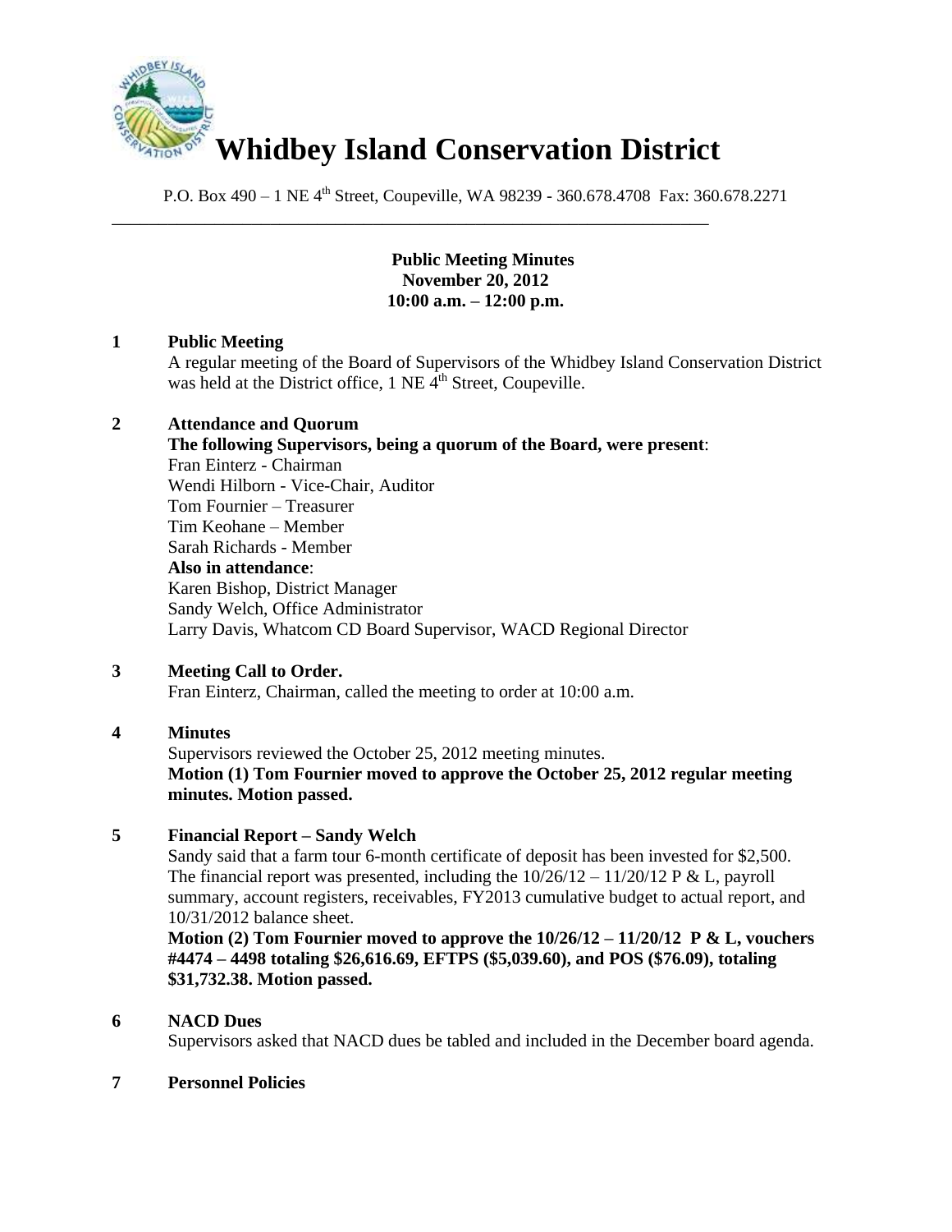# Whidbey Island Conservation District

P.O. Box 490 – 1 NE 4th Street, Coupeville, WA 98239 - 360.678.4708 Fax: 360.678.2271

---

**Public Meeting Minutes**
**November 20, 2012**
**10:00 a.m. – 12:00 p.m.**

**1 Public Meeting**

A regular meeting of the Board of Supervisors of the Whidbey Island Conservation District was held at the District office, 1 NE 4th Street, Coupeville.

**2 Attendance and Quorum**

**The following Supervisors, being a quorum of the Board, were present**:
Fran Einterz - Chairman
Wendi Hilborn - Vice-Chair, Auditor
Tom Fournier – Treasurer
Tim Keohane – Member
Sarah Richards - Member

**Also in attendance**:
Karen Bishop, District Manager
Sandy Welch, Office Administrator
Larry Davis, Whatcom CD Board Supervisor, WACD Regional Director

**3 Meeting Call to Order.**

Fran Einterz, Chairman, called the meeting to order at 10:00 a.m.

**4 Minutes**

Supervisors reviewed the October 25, 2012 meeting minutes.
**Motion (1) Tom Fournier moved to approve the October 25, 2012 regular meeting minutes. Motion passed.**

**5 Financial Report – Sandy Welch**

Sandy said that a farm tour 6-month certificate of deposit has been invested for $2,500. The financial report was presented, including the 10/26/12 – 11/20/12 P & L, payroll summary, account registers, receivables, FY2013 cumulative budget to actual report, and 10/31/2012 balance sheet.
**Motion (2) Tom Fournier moved to approve the 10/26/12 – 11/20/12 P & L, vouchers #4474 – 4498 totaling $26,616.69, EFTPS ($5,039.60), and POS ($76.09), totaling $31,732.38. Motion passed.**

**6 NACD Dues**

Supervisors asked that NACD dues be tabled and included in the December board agenda.

**7 Personnel Policies**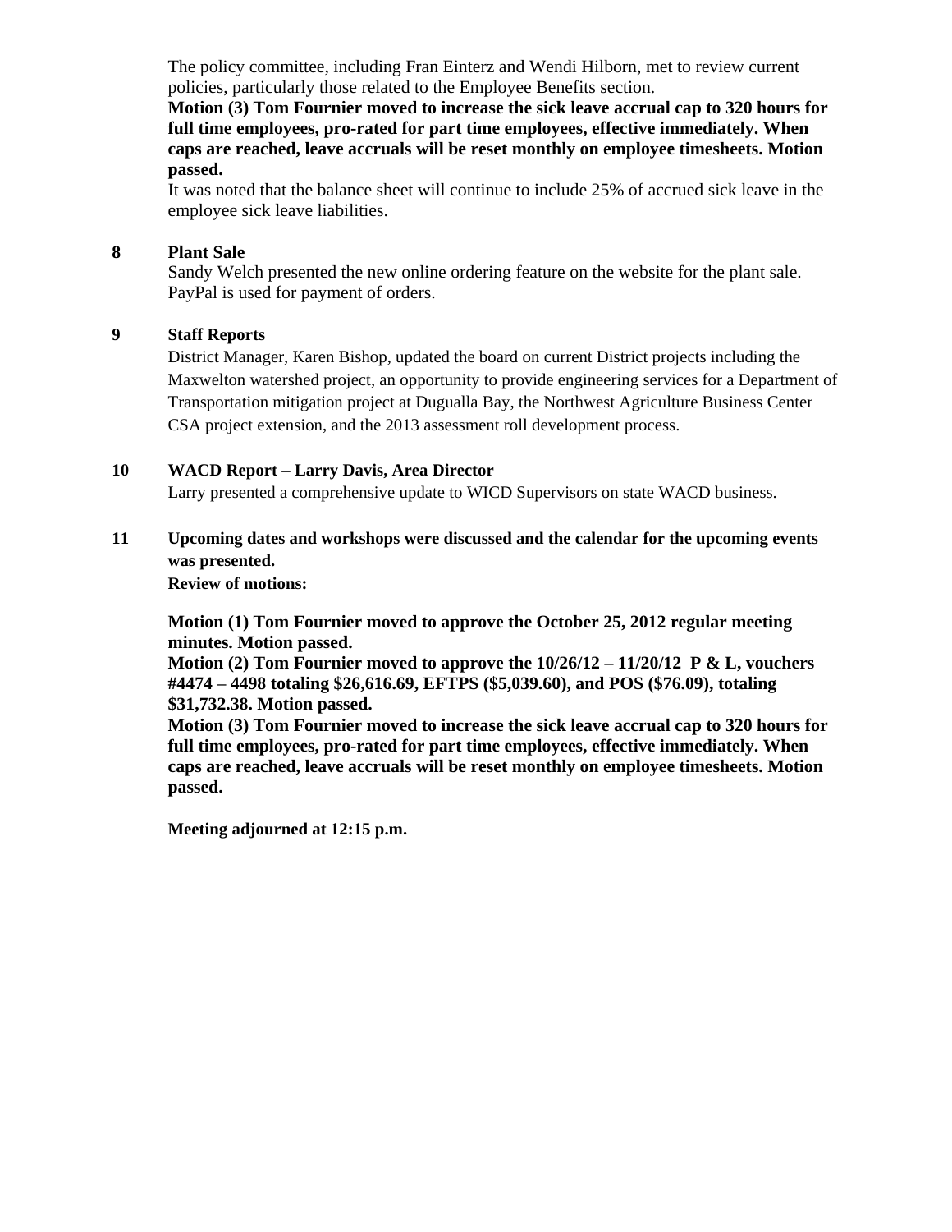The policy committee, including Fran Einterz and Wendi Hilborn, met to review current policies, particularly those related to the Employee Benefits section.

**Motion (3) Tom Fournier moved to increase the sick leave accrual cap to 320 hours for full time employees, pro-rated for part time employees, effective immediately. When caps are reached, leave accruals will be reset monthly on employee timesheets. Motion passed.**

It was noted that the balance sheet will continue to include 25% of accrued sick leave in the employee sick leave liabilities.

**8 Plant Sale**

Sandy Welch presented the new online ordering feature on the website for the plant sale. PayPal is used for payment of orders.

**9 Staff Reports**

District Manager, Karen Bishop, updated the board on current District projects including the Maxwelton watershed project, an opportunity to provide engineering services for a Department of Transportation mitigation project at Dugualla Bay, the Northwest Agriculture Business Center CSA project extension, and the 2013 assessment roll development process.

**10 WACD Report – Larry Davis, Area Director**

Larry presented a comprehensive update to WICD Supervisors on state WACD business.

**11 Upcoming dates and workshops were discussed and the calendar for the upcoming events was presented.**

**Review of motions:**

**Motion (1) Tom Fournier moved to approve the October 25, 2012 regular meeting minutes. Motion passed.**

**Motion (2) Tom Fournier moved to approve the 10/26/12 – 11/20/12 P & L, vouchers #4474 – 4498 totaling $26,616.69, EFTPS ($5,039.60), and POS ($76.09), totaling $31,732.38. Motion passed.**

**Motion (3) Tom Fournier moved to increase the sick leave accrual cap to 320 hours for full time employees, pro-rated for part time employees, effective immediately. When caps are reached, leave accruals will be reset monthly on employee timesheets. Motion passed.**

**Meeting adjourned at 12:15 p.m.**